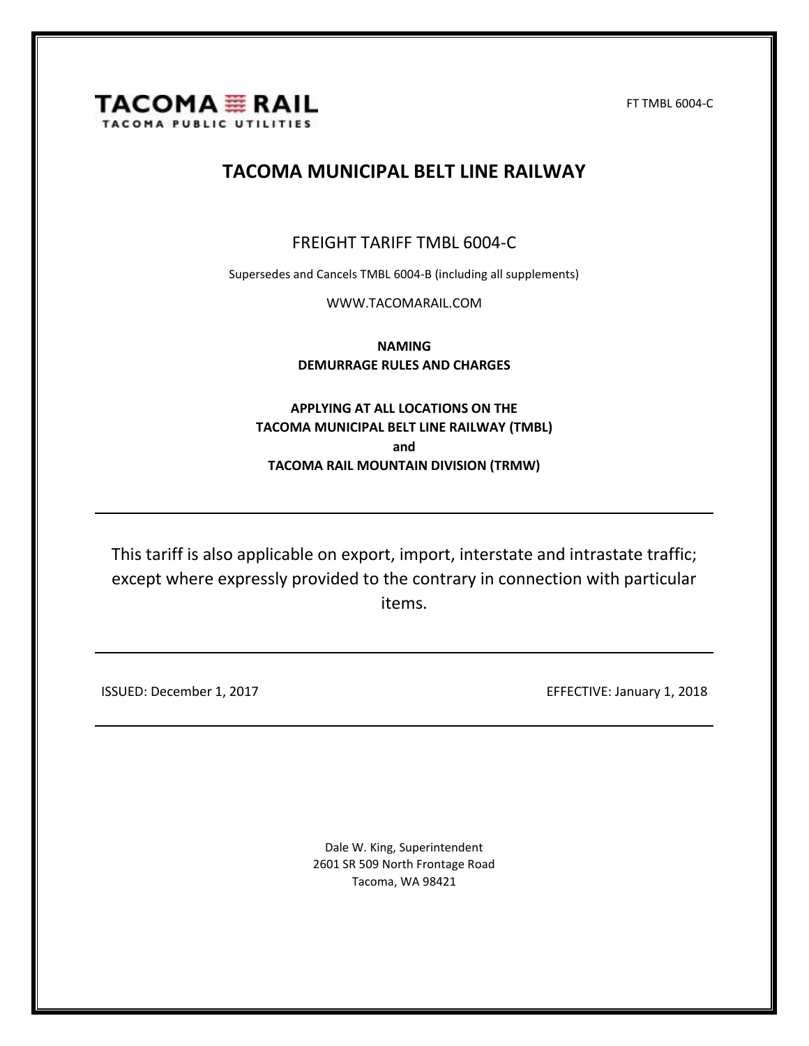TACOMA RAIL

TACOMA PUBLIC UTILITIES

FT TMBL 6004-C

# TACOMA MUNICIPAL BELT LINE RAILWAY

## FREIGHT TARIFF TMBL 6004-C

Supersedes and Cancels TMBL 6004-B (including all supplements)

WWW.TACOMARAIL.COM

**NAMING**
**DEMURRAGE RULES AND CHARGES**

**APPLYING AT ALL LOCATIONS ON THE**
**TACOMA MUNICIPAL BELT LINE RAILWAY (TMBL)**
**and**
**TACOMA RAIL MOUNTAIN DIVISION (TRMW)**

---

This tariff is also applicable on export, import, interstate and intrastate traffic; except where expressly provided to the contrary in connection with particular items.

---

ISSUED: December 1, 2017

EFFECTIVE: January 1, 2018

---

Dale W. King, Superintendent
2601 SR 509 North Frontage Road
Tacoma, WA 98421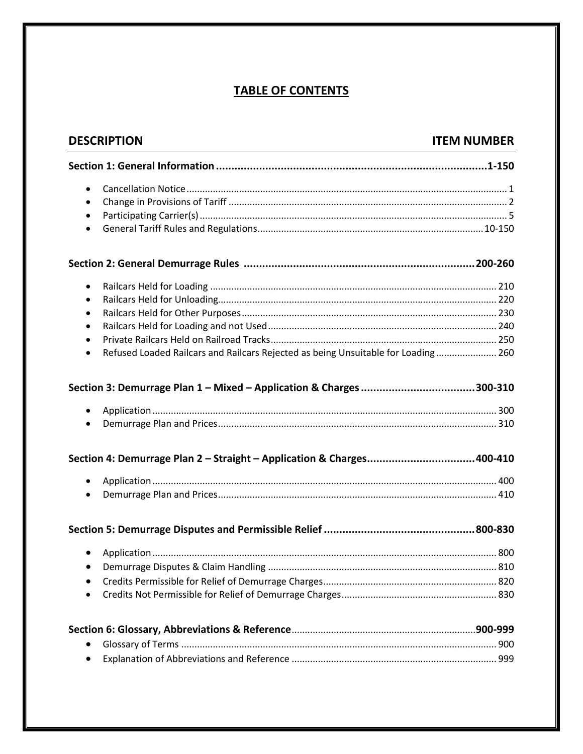# TABLE OF CONTENTS

| DESCRIPTION | ITEM NUMBER |
| --- | --- |
| **Section 1: General Information** | **1-150** |
| • Cancellation Notice | 1 |
| • Change in Provisions of Tariff | 2 |
| • Participating Carrier(s) | 5 |
| • General Tariff Rules and Regulations | 10-150 |
| **Section 2: General Demurrage Rules** | **200-260** |
| • Railcars Held for Loading | 210 |
| • Railcars Held for Unloading | 220 |
| • Railcars Held for Other Purposes | 230 |
| • Railcars Held for Loading and not Used | 240 |
| • Private Railcars Held on Railroad Tracks | 250 |
| • Refused Loaded Railcars and Railcars Rejected as being Unsuitable for Loading | 260 |
| **Section 3: Demurrage Plan 1 – Mixed – Application & Charges** | **300-310** |
| • Application | 300 |
| • Demurrage Plan and Prices | 310 |
| **Section 4: Demurrage Plan 2 – Straight – Application & Charges** | **400-410** |
| • Application | 400 |
| • Demurrage Plan and Prices | 410 |
| **Section 5: Demurrage Disputes and Permissible Relief** | **800-830** |
| • Application | 800 |
| • Demurrage Disputes & Claim Handling | 810 |
| • Credits Permissible for Relief of Demurrage Charges | 820 |
| • Credits Not Permissible for Relief of Demurrage Charges | 830 |
| **Section 6: Glossary, Abbreviations & Reference** | **900-999** |
| • Glossary of Terms | 900 |
| • Explanation of Abbreviations and Reference | 999 |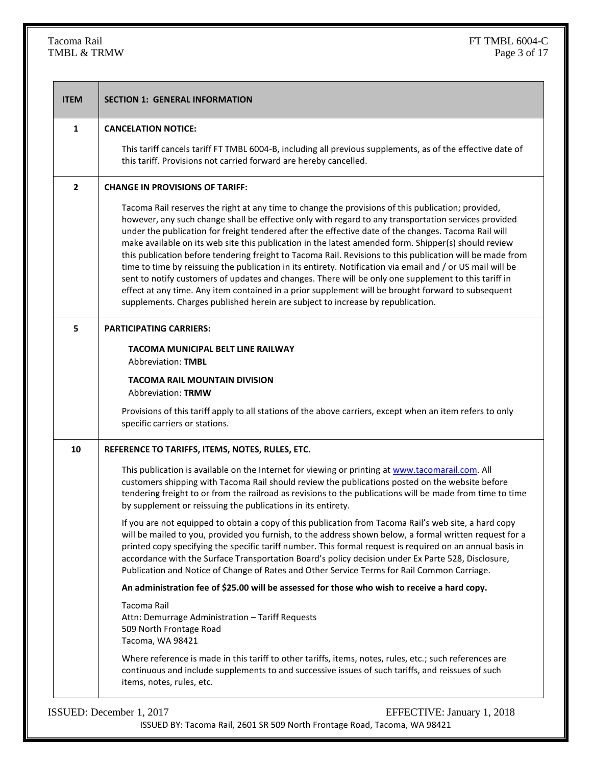| ITEM | SECTION 1: GENERAL INFORMATION |
|---|---|
| 1 | **CANCELATION NOTICE:**<br><br>This tariff cancels tariff FT TMBL 6004-B, including all previous supplements, as of the effective date of this tariff. Provisions not carried forward are hereby cancelled. |
| 2 | **CHANGE IN PROVISIONS OF TARIFF:**<br><br>Tacoma Rail reserves the right at any time to change the provisions of this publication; provided, however, any such change shall be effective only with regard to any transportation services provided under the publication for freight tendered after the effective date of the changes. Tacoma Rail will make available on its web site this publication in the latest amended form. Shipper(s) should review this publication before tendering freight to Tacoma Rail. Revisions to this publication will be made from time to time by reissuing the publication in its entirety. Notification via email and / or US mail will be sent to notify customers of updates and changes. There will be only one supplement to this tariff in effect at any time. Any item contained in a prior supplement will be brought forward to subsequent supplements. Charges published herein are subject to increase by republication. |
| 5 | **PARTICIPATING CARRIERS:**<br><br>**TACOMA MUNICIPAL BELT LINE RAILWAY**<br>Abbreviation: **TMBL**<br><br>**TACOMA RAIL MOUNTAIN DIVISION**<br>Abbreviation: **TRMW**<br><br>Provisions of this tariff apply to all stations of the above carriers, except when an item refers to only specific carriers or stations. |
| 10 | **REFERENCE TO TARIFFS, ITEMS, NOTES, RULES, ETC.**<br><br>This publication is available on the Internet for viewing or printing at www.tacomarail.com. All customers shipping with Tacoma Rail should review the publications posted on the website before tendering freight to or from the railroad as revisions to the publications will be made from time to time by supplement or reissuing the publications in its entirety.<br><br>If you are not equipped to obtain a copy of this publication from Tacoma Rail's web site, a hard copy will be mailed to you, provided you furnish, to the address shown below, a formal written request for a printed copy specifying the specific tariff number. This formal request is required on an annual basis in accordance with the Surface Transportation Board's policy decision under Ex Parte 528, Disclosure, Publication and Notice of Change of Rates and Other Service Terms for Rail Common Carriage.<br><br>**An administration fee of $25.00 will be assessed for those who wish to receive a hard copy.**<br><br>Tacoma Rail<br>Attn: Demurrage Administration – Tariff Requests<br>509 North Frontage Road<br>Tacoma, WA 98421<br><br>Where reference is made in this tariff to other tariffs, items, notes, rules, etc.; such references are continuous and include supplements to and successive issues of such tariffs, and reissues of such items, notes, rules, etc. |

ISSUED: December 1, 2017 EFFECTIVE: January 1, 2018

ISSUED BY: Tacoma Rail, 2601 SR 509 North Frontage Road, Tacoma, WA 98421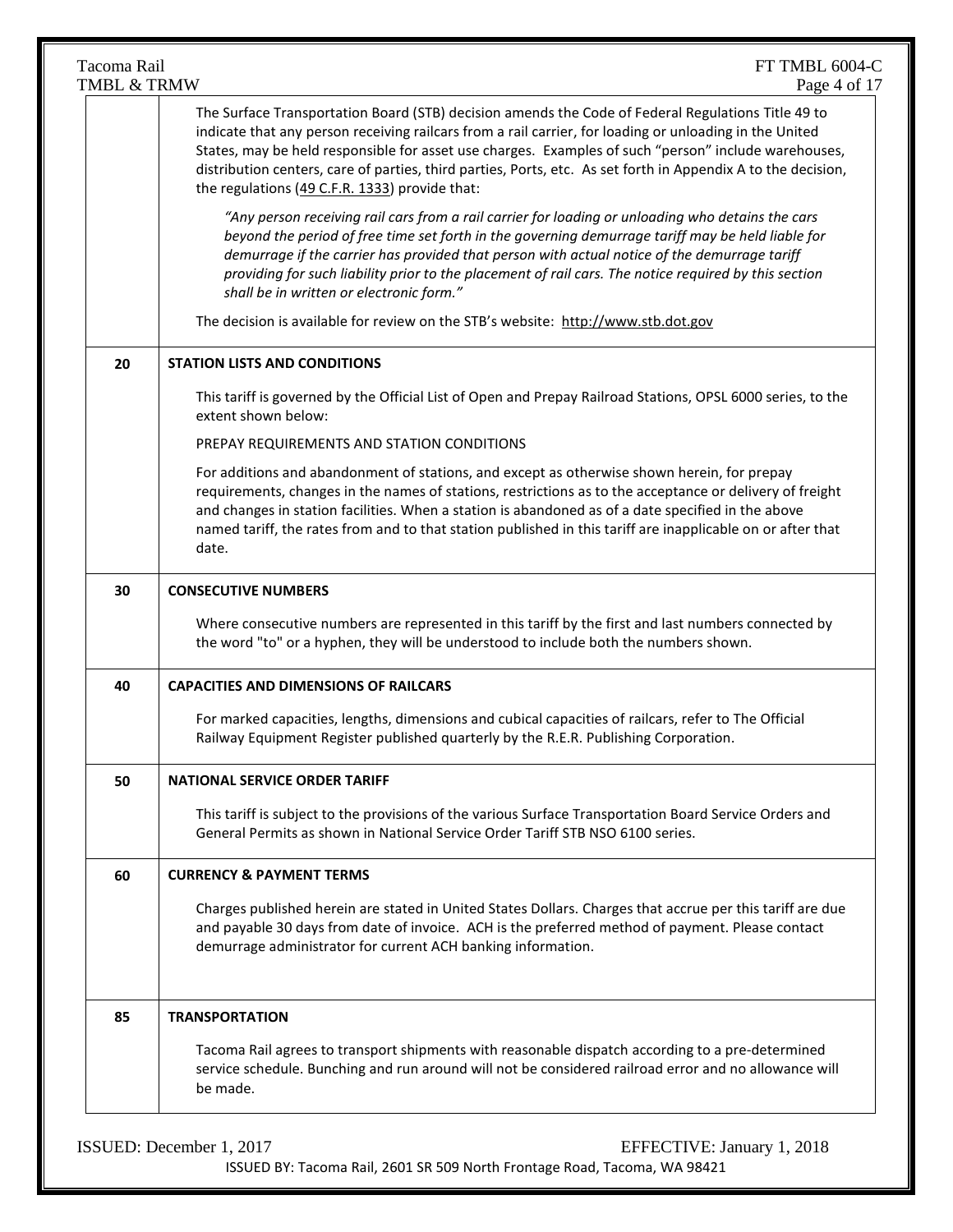| | |
|---|---|
| | The Surface Transportation Board (STB) decision amends the Code of Federal Regulations Title 49 to indicate that any person receiving railcars from a rail carrier, for loading or unloading in the United States, may be held responsible for asset use charges. Examples of such "person" include warehouses, distribution centers, care of parties, third parties, Ports, etc. As set forth in Appendix A to the decision, the regulations (49 C.F.R. 1333) provide that:<br><br>*"Any person receiving rail cars from a rail carrier for loading or unloading who detains the cars beyond the period of free time set forth in the governing demurrage tariff may be held liable for demurrage if the carrier has provided that person with actual notice of the demurrage tariff providing for such liability prior to the placement of rail cars. The notice required by this section shall be in written or electronic form."*<br><br>The decision is available for review on the STB's website: http://www.stb.dot.gov |
| **20** | **STATION LISTS AND CONDITIONS**<br><br>This tariff is governed by the Official List of Open and Prepay Railroad Stations, OPSL 6000 series, to the extent shown below:<br><br>PREPAY REQUIREMENTS AND STATION CONDITIONS<br><br>For additions and abandonment of stations, and except as otherwise shown herein, for prepay requirements, changes in the names of stations, restrictions as to the acceptance or delivery of freight and changes in station facilities. When a station is abandoned as of a date specified in the above named tariff, the rates from and to that station published in this tariff are inapplicable on or after that date. |
| **30** | **CONSECUTIVE NUMBERS**<br><br>Where consecutive numbers are represented in this tariff by the first and last numbers connected by the word "to" or a hyphen, they will be understood to include both the numbers shown. |
| **40** | **CAPACITIES AND DIMENSIONS OF RAILCARS**<br><br>For marked capacities, lengths, dimensions and cubical capacities of railcars, refer to The Official Railway Equipment Register published quarterly by the R.E.R. Publishing Corporation. |
| **50** | **NATIONAL SERVICE ORDER TARIFF**<br><br>This tariff is subject to the provisions of the various Surface Transportation Board Service Orders and General Permits as shown in National Service Order Tariff STB NSO 6100 series. |
| **60** | **CURRENCY & PAYMENT TERMS**<br><br>Charges published herein are stated in United States Dollars. Charges that accrue per this tariff are due and payable 30 days from date of invoice. ACH is the preferred method of payment. Please contact demurrage administrator for current ACH banking information. |
| **85** | **TRANSPORTATION**<br><br>Tacoma Rail agrees to transport shipments with reasonable dispatch according to a pre-determined service schedule. Bunching and run around will not be considered railroad error and no allowance will be made. |

ISSUED: December 1, 2017 EFFECTIVE: January 1, 2018

ISSUED BY: Tacoma Rail, 2601 SR 509 North Frontage Road, Tacoma, WA 98421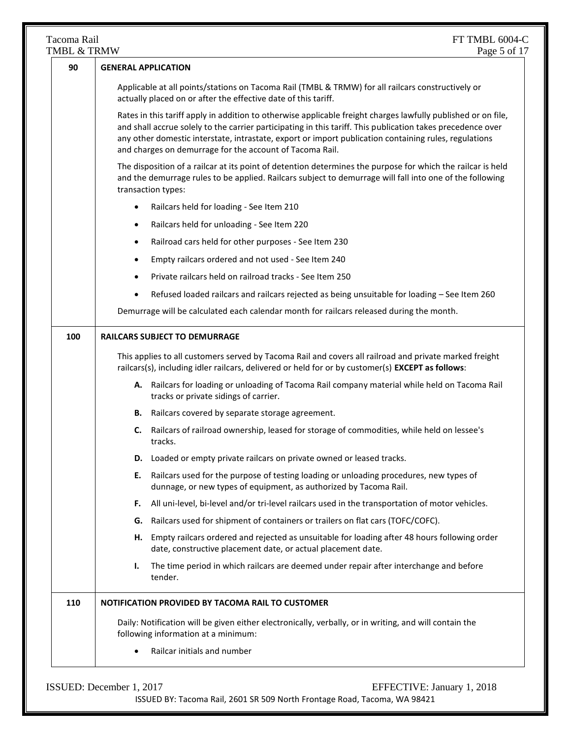## 90 GENERAL APPLICATION

Applicable at all points/stations on Tacoma Rail (TMBL & TRMW) for all railcars constructively or actually placed on or after the effective date of this tariff.

Rates in this tariff apply in addition to otherwise applicable freight charges lawfully published or on file, and shall accrue solely to the carrier participating in this tariff. This publication takes precedence over any other domestic interstate, intrastate, export or import publication containing rules, regulations and charges on demurrage for the account of Tacoma Rail.

The disposition of a railcar at its point of detention determines the purpose for which the railcar is held and the demurrage rules to be applied. Railcars subject to demurrage will fall into one of the following transaction types:

- Railcars held for loading - See Item 210
- Railcars held for unloading - See Item 220
- Railroad cars held for other purposes - See Item 230
- Empty railcars ordered and not used - See Item 240
- Private railcars held on railroad tracks - See Item 250
- Refused loaded railcars and railcars rejected as being unsuitable for loading – See Item 260

Demurrage will be calculated each calendar month for railcars released during the month.

## 100 RAILCARS SUBJECT TO DEMURRAGE

This applies to all customers served by Tacoma Rail and covers all railroad and private marked freight railcars(s), including idler railcars, delivered or held for or by customer(s) **EXCEPT as follows**:

- **A.** Railcars for loading or unloading of Tacoma Rail company material while held on Tacoma Rail tracks or private sidings of carrier.
- **B.** Railcars covered by separate storage agreement.
- **C.** Railcars of railroad ownership, leased for storage of commodities, while held on lessee's tracks.
- **D.** Loaded or empty private railcars on private owned or leased tracks.
- **E.** Railcars used for the purpose of testing loading or unloading procedures, new types of dunnage, or new types of equipment, as authorized by Tacoma Rail.
- **F.** All uni-level, bi-level and/or tri-level railcars used in the transportation of motor vehicles.
- **G.** Railcars used for shipment of containers or trailers on flat cars (TOFC/COFC).
- **H.** Empty railcars ordered and rejected as unsuitable for loading after 48 hours following order date, constructive placement date, or actual placement date.
- **I.** The time period in which railcars are deemed under repair after interchange and before tender.

## 110 NOTIFICATION PROVIDED BY TACOMA RAIL TO CUSTOMER

Daily: Notification will be given either electronically, verbally, or in writing, and will contain the following information at a minimum:

- Railcar initials and number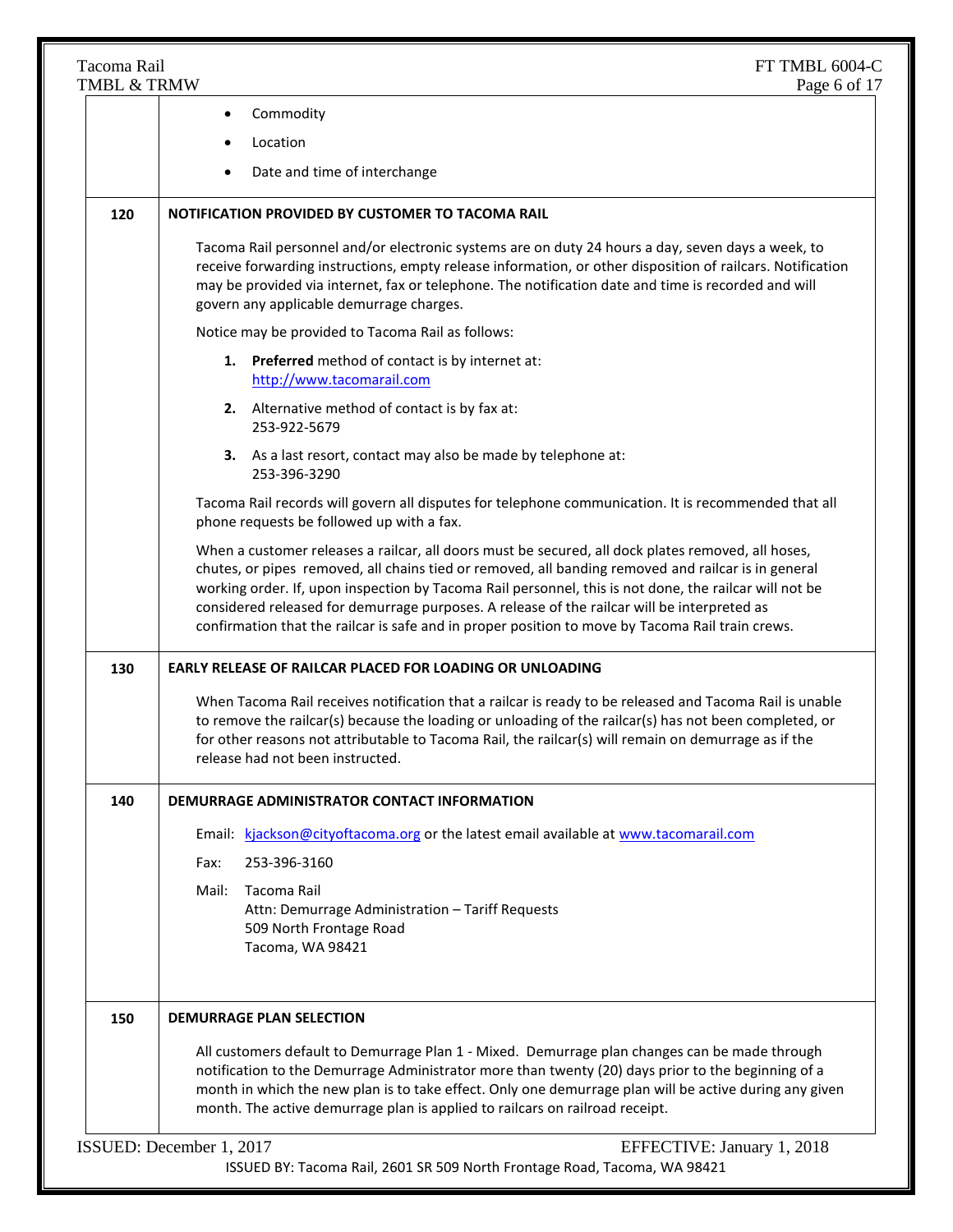- Commodity
- Location
- Date and time of interchange

## 120 NOTIFICATION PROVIDED BY CUSTOMER TO TACOMA RAIL

Tacoma Rail personnel and/or electronic systems are on duty 24 hours a day, seven days a week, to receive forwarding instructions, empty release information, or other disposition of railcars. Notification may be provided via internet, fax or telephone. The notification date and time is recorded and will govern any applicable demurrage charges.

Notice may be provided to Tacoma Rail as follows:

1. **Preferred** method of contact is by internet at: http://www.tacomarail.com
2. Alternative method of contact is by fax at: 253-922-5679
3. As a last resort, contact may also be made by telephone at: 253-396-3290

Tacoma Rail records will govern all disputes for telephone communication. It is recommended that all phone requests be followed up with a fax.

When a customer releases a railcar, all doors must be secured, all dock plates removed, all hoses, chutes, or pipes removed, all chains tied or removed, all banding removed and railcar is in general working order. If, upon inspection by Tacoma Rail personnel, this is not done, the railcar will not be considered released for demurrage purposes. A release of the railcar will be interpreted as confirmation that the railcar is safe and in proper position to move by Tacoma Rail train crews.

## 130 EARLY RELEASE OF RAILCAR PLACED FOR LOADING OR UNLOADING

When Tacoma Rail receives notification that a railcar is ready to be released and Tacoma Rail is unable to remove the railcar(s) because the loading or unloading of the railcar(s) has not been completed, or for other reasons not attributable to Tacoma Rail, the railcar(s) will remain on demurrage as if the release had not been instructed.

## 140 DEMURRAGE ADMINISTRATOR CONTACT INFORMATION

Email: kjackson@cityoftacoma.org or the latest email available at www.tacomarail.com

Fax: 253-396-3160

Mail: Tacoma Rail
Attn: Demurrage Administration – Tariff Requests
509 North Frontage Road
Tacoma, WA 98421

## 150 DEMURRAGE PLAN SELECTION

All customers default to Demurrage Plan 1 - Mixed. Demurrage plan changes can be made through notification to the Demurrage Administrator more than twenty (20) days prior to the beginning of a month in which the new plan is to take effect. Only one demurrage plan will be active during any given month. The active demurrage plan is applied to railcars on railroad receipt.

ISSUED: December 1, 2017 EFFECTIVE: January 1, 2018

ISSUED BY: Tacoma Rail, 2601 SR 509 North Frontage Road, Tacoma, WA 98421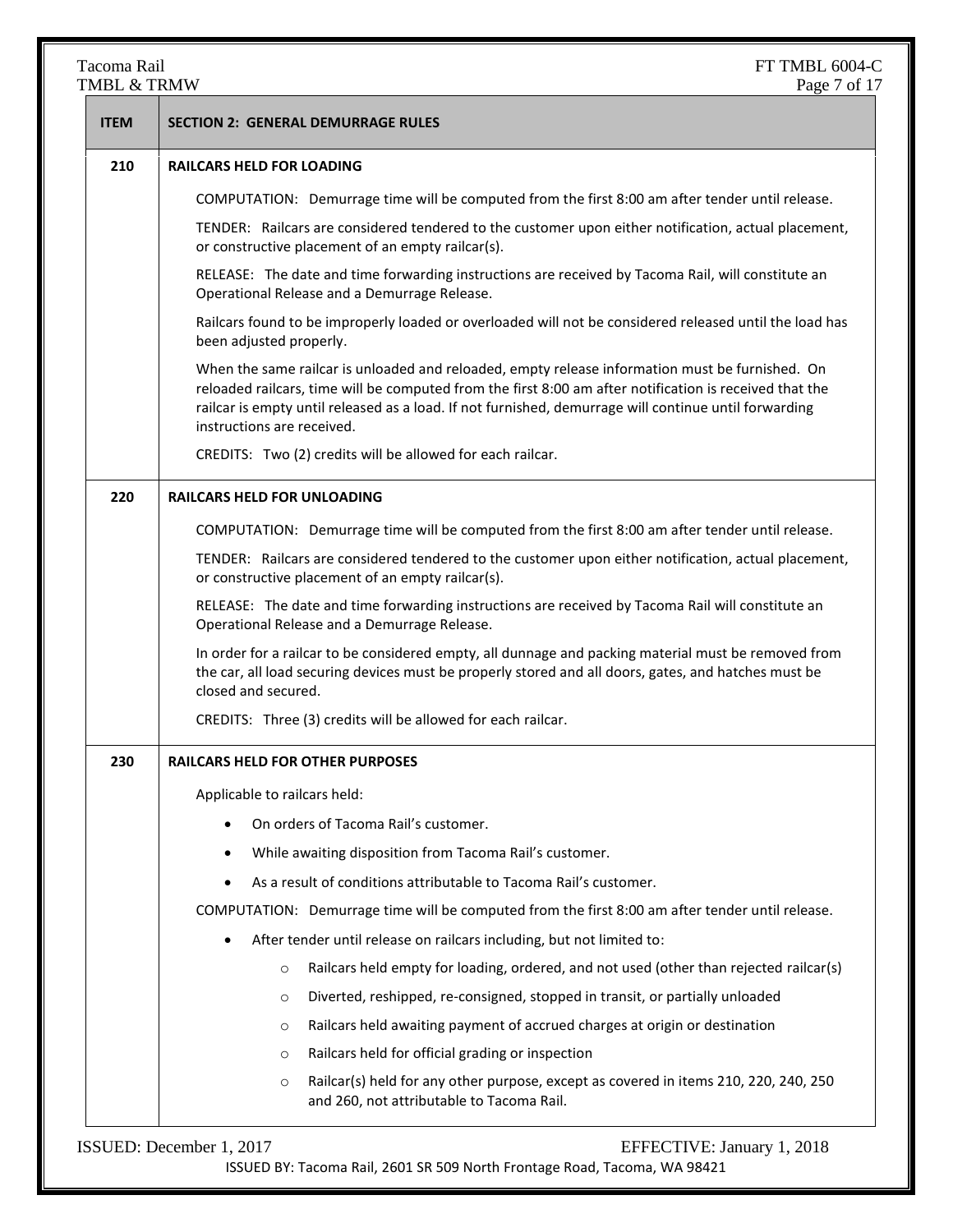| ITEM | SECTION 2: GENERAL DEMURRAGE RULES |
|---|---|

**210 — RAILCARS HELD FOR LOADING**

COMPUTATION: Demurrage time will be computed from the first 8:00 am after tender until release.

TENDER: Railcars are considered tendered to the customer upon either notification, actual placement, or constructive placement of an empty railcar(s).

RELEASE: The date and time forwarding instructions are received by Tacoma Rail, will constitute an Operational Release and a Demurrage Release.

Railcars found to be improperly loaded or overloaded will not be considered released until the load has been adjusted properly.

When the same railcar is unloaded and reloaded, empty release information must be furnished. On reloaded railcars, time will be computed from the first 8:00 am after notification is received that the railcar is empty until released as a load. If not furnished, demurrage will continue until forwarding instructions are received.

CREDITS: Two (2) credits will be allowed for each railcar.

**220 — RAILCARS HELD FOR UNLOADING**

COMPUTATION: Demurrage time will be computed from the first 8:00 am after tender until release.

TENDER: Railcars are considered tendered to the customer upon either notification, actual placement, or constructive placement of an empty railcar(s).

RELEASE: The date and time forwarding instructions are received by Tacoma Rail will constitute an Operational Release and a Demurrage Release.

In order for a railcar to be considered empty, all dunnage and packing material must be removed from the car, all load securing devices must be properly stored and all doors, gates, and hatches must be closed and secured.

CREDITS: Three (3) credits will be allowed for each railcar.

**230 — RAILCARS HELD FOR OTHER PURPOSES**

Applicable to railcars held:

- On orders of Tacoma Rail's customer.
- While awaiting disposition from Tacoma Rail's customer.
- As a result of conditions attributable to Tacoma Rail's customer.

COMPUTATION: Demurrage time will be computed from the first 8:00 am after tender until release.

- After tender until release on railcars including, but not limited to:
  - Railcars held empty for loading, ordered, and not used (other than rejected railcar(s)
  - Diverted, reshipped, re-consigned, stopped in transit, or partially unloaded
  - Railcars held awaiting payment of accrued charges at origin or destination
  - Railcars held for official grading or inspection
  - Railcar(s) held for any other purpose, except as covered in items 210, 220, 240, 250 and 260, not attributable to Tacoma Rail.

ISSUED: December 1, 2017 EFFECTIVE: January 1, 2018

ISSUED BY: Tacoma Rail, 2601 SR 509 North Frontage Road, Tacoma, WA 98421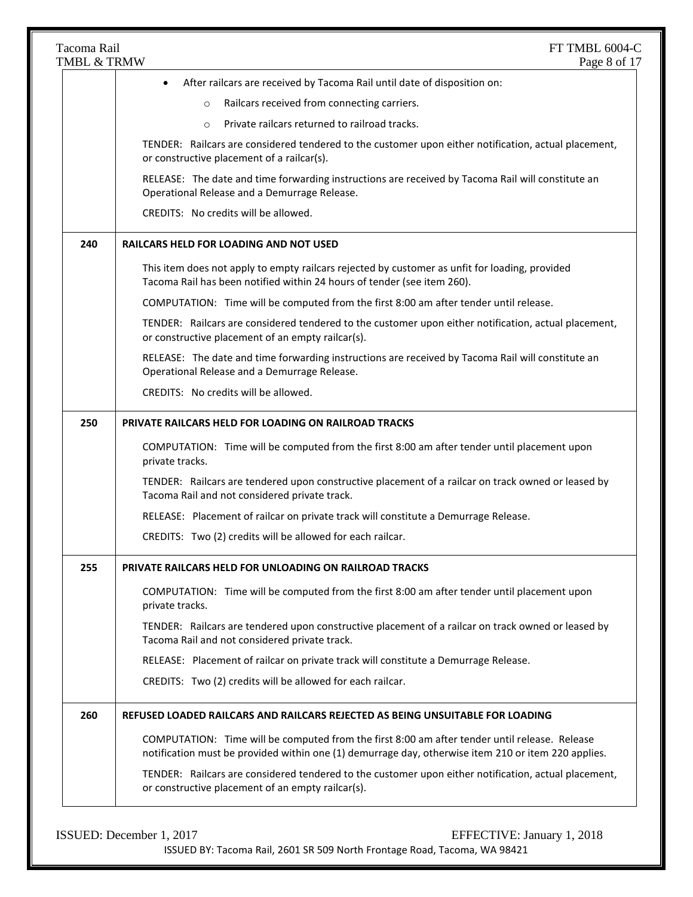| | |
|---|---|
| | • After railcars are received by Tacoma Rail until date of disposition on:<br>  ○ Railcars received from connecting carriers.<br>  ○ Private railcars returned to railroad tracks.<br><br>TENDER: Railcars are considered tendered to the customer upon either notification, actual placement, or constructive placement of a railcar(s).<br><br>RELEASE: The date and time forwarding instructions are received by Tacoma Rail will constitute an Operational Release and a Demurrage Release.<br><br>CREDITS: No credits will be allowed. |
| **240** | **RAILCARS HELD FOR LOADING AND NOT USED**<br><br>This item does not apply to empty railcars rejected by customer as unfit for loading, provided Tacoma Rail has been notified within 24 hours of tender (see item 260).<br><br>COMPUTATION: Time will be computed from the first 8:00 am after tender until release.<br><br>TENDER: Railcars are considered tendered to the customer upon either notification, actual placement, or constructive placement of an empty railcar(s).<br><br>RELEASE: The date and time forwarding instructions are received by Tacoma Rail will constitute an Operational Release and a Demurrage Release.<br><br>CREDITS: No credits will be allowed. |
| **250** | **PRIVATE RAILCARS HELD FOR LOADING ON RAILROAD TRACKS**<br><br>COMPUTATION: Time will be computed from the first 8:00 am after tender until placement upon private tracks.<br><br>TENDER: Railcars are tendered upon constructive placement of a railcar on track owned or leased by Tacoma Rail and not considered private track.<br><br>RELEASE: Placement of railcar on private track will constitute a Demurrage Release.<br><br>CREDITS: Two (2) credits will be allowed for each railcar. |
| **255** | **PRIVATE RAILCARS HELD FOR UNLOADING ON RAILROAD TRACKS**<br><br>COMPUTATION: Time will be computed from the first 8:00 am after tender until placement upon private tracks.<br><br>TENDER: Railcars are tendered upon constructive placement of a railcar on track owned or leased by Tacoma Rail and not considered private track.<br><br>RELEASE: Placement of railcar on private track will constitute a Demurrage Release.<br><br>CREDITS: Two (2) credits will be allowed for each railcar. |
| **260** | **REFUSED LOADED RAILCARS AND RAILCARS REJECTED AS BEING UNSUITABLE FOR LOADING**<br><br>COMPUTATION: Time will be computed from the first 8:00 am after tender until release. Release notification must be provided within one (1) demurrage day, otherwise item 210 or item 220 applies.<br><br>TENDER: Railcars are considered tendered to the customer upon either notification, actual placement, or constructive placement of an empty railcar(s). |

ISSUED: December 1, 2017 EFFECTIVE: January 1, 2018

ISSUED BY: Tacoma Rail, 2601 SR 509 North Frontage Road, Tacoma, WA 98421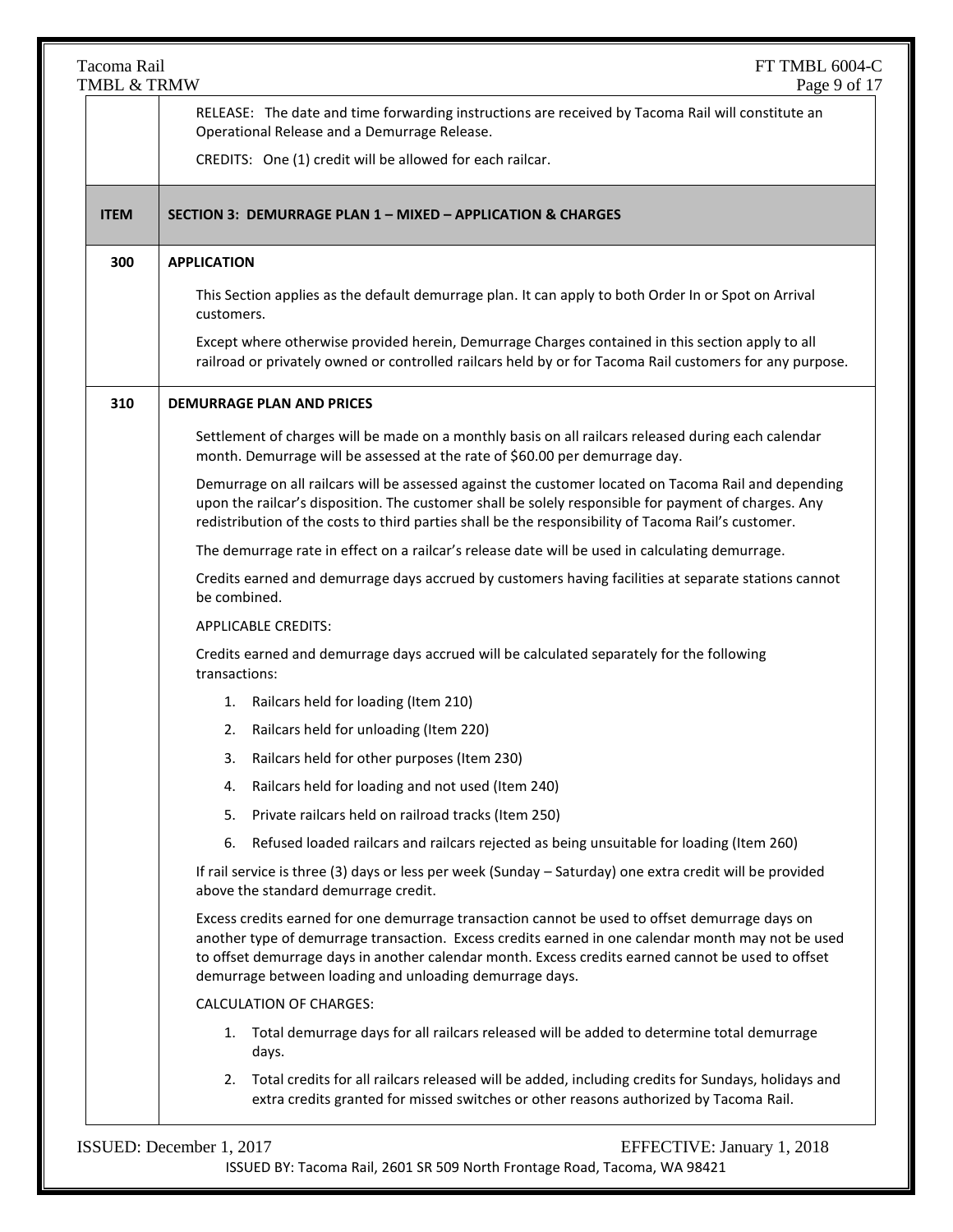RELEASE: The date and time forwarding instructions are received by Tacoma Rail will constitute an Operational Release and a Demurrage Release.

CREDITS: One (1) credit will be allowed for each railcar.

## ITEM — SECTION 3: DEMURRAGE PLAN 1 – MIXED – APPLICATION & CHARGES

### 300 APPLICATION

This Section applies as the default demurrage plan. It can apply to both Order In or Spot on Arrival customers.

Except where otherwise provided herein, Demurrage Charges contained in this section apply to all railroad or privately owned or controlled railcars held by or for Tacoma Rail customers for any purpose.

### 310 DEMURRAGE PLAN AND PRICES

Settlement of charges will be made on a monthly basis on all railcars released during each calendar month. Demurrage will be assessed at the rate of $60.00 per demurrage day.

Demurrage on all railcars will be assessed against the customer located on Tacoma Rail and depending upon the railcar's disposition. The customer shall be solely responsible for payment of charges. Any redistribution of the costs to third parties shall be the responsibility of Tacoma Rail's customer.

The demurrage rate in effect on a railcar's release date will be used in calculating demurrage.

Credits earned and demurrage days accrued by customers having facilities at separate stations cannot be combined.

APPLICABLE CREDITS:

Credits earned and demurrage days accrued will be calculated separately for the following transactions:

1. Railcars held for loading (Item 210)
2. Railcars held for unloading (Item 220)
3. Railcars held for other purposes (Item 230)
4. Railcars held for loading and not used (Item 240)
5. Private railcars held on railroad tracks (Item 250)
6. Refused loaded railcars and railcars rejected as being unsuitable for loading (Item 260)

If rail service is three (3) days or less per week (Sunday – Saturday) one extra credit will be provided above the standard demurrage credit.

Excess credits earned for one demurrage transaction cannot be used to offset demurrage days on another type of demurrage transaction. Excess credits earned in one calendar month may not be used to offset demurrage days in another calendar month. Excess credits earned cannot be used to offset demurrage between loading and unloading demurrage days.

CALCULATION OF CHARGES:

1. Total demurrage days for all railcars released will be added to determine total demurrage days.
2. Total credits for all railcars released will be added, including credits for Sundays, holidays and extra credits granted for missed switches or other reasons authorized by Tacoma Rail.

ISSUED: December 1, 2017 EFFECTIVE: January 1, 2018

ISSUED BY: Tacoma Rail, 2601 SR 509 North Frontage Road, Tacoma, WA 98421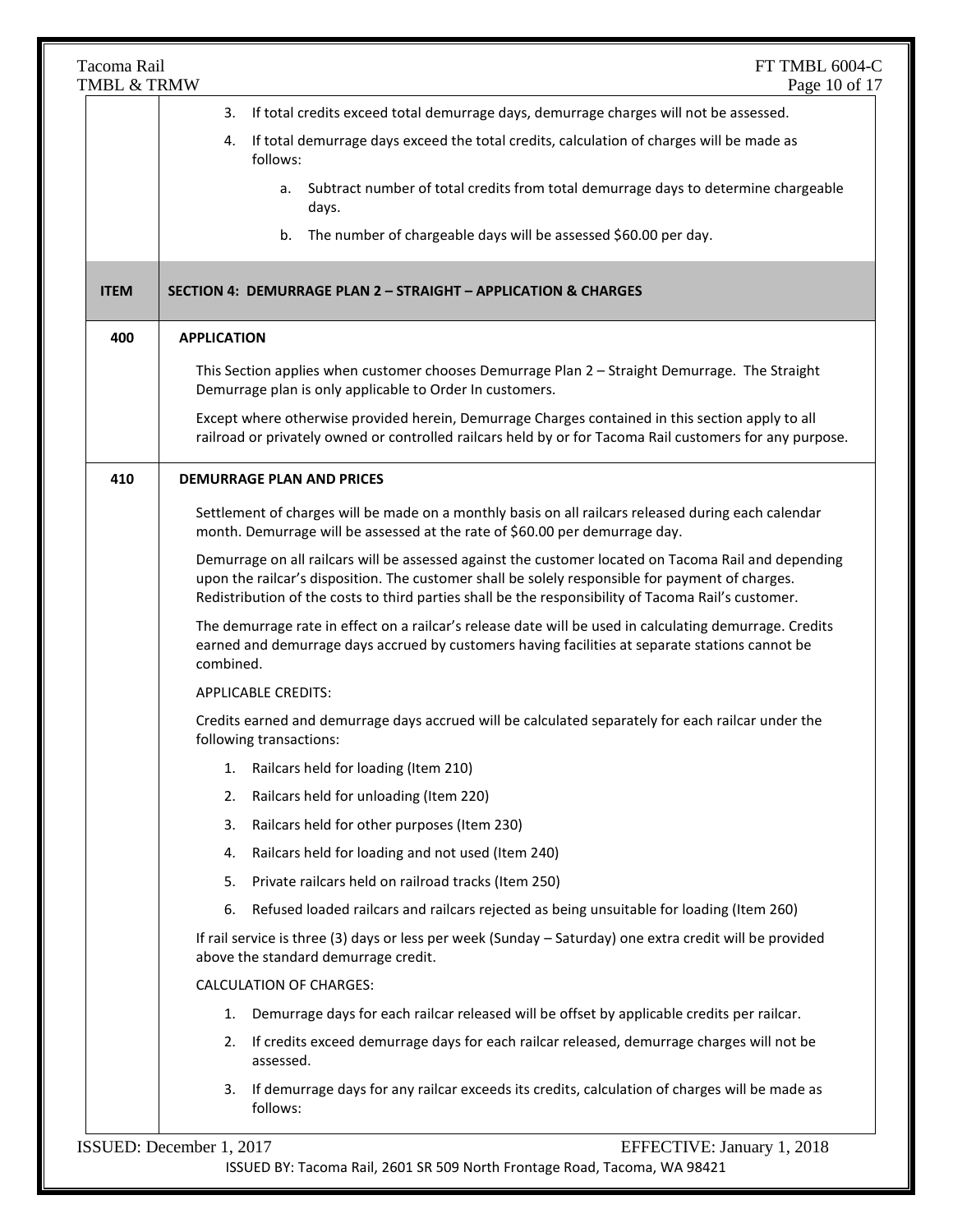3. If total credits exceed total demurrage days, demurrage charges will not be assessed.
4. If total demurrage days exceed the total credits, calculation of charges will be made as follows:
    a. Subtract number of total credits from total demurrage days to determine chargeable days.
    b. The number of chargeable days will be assessed $60.00 per day.

| ITEM | SECTION 4: DEMURRAGE PLAN 2 – STRAIGHT – APPLICATION & CHARGES |
|---|---|

## 400 APPLICATION

This Section applies when customer chooses Demurrage Plan 2 – Straight Demurrage. The Straight Demurrage plan is only applicable to Order In customers.

Except where otherwise provided herein, Demurrage Charges contained in this section apply to all railroad or privately owned or controlled railcars held by or for Tacoma Rail customers for any purpose.

## 410 DEMURRAGE PLAN AND PRICES

Settlement of charges will be made on a monthly basis on all railcars released during each calendar month. Demurrage will be assessed at the rate of $60.00 per demurrage day.

Demurrage on all railcars will be assessed against the customer located on Tacoma Rail and depending upon the railcar's disposition. The customer shall be solely responsible for payment of charges. Redistribution of the costs to third parties shall be the responsibility of Tacoma Rail's customer.

The demurrage rate in effect on a railcar's release date will be used in calculating demurrage. Credits earned and demurrage days accrued by customers having facilities at separate stations cannot be combined.

APPLICABLE CREDITS:

Credits earned and demurrage days accrued will be calculated separately for each railcar under the following transactions:

1. Railcars held for loading (Item 210)
2. Railcars held for unloading (Item 220)
3. Railcars held for other purposes (Item 230)
4. Railcars held for loading and not used (Item 240)
5. Private railcars held on railroad tracks (Item 250)
6. Refused loaded railcars and railcars rejected as being unsuitable for loading (Item 260)

If rail service is three (3) days or less per week (Sunday – Saturday) one extra credit will be provided above the standard demurrage credit.

CALCULATION OF CHARGES:

1. Demurrage days for each railcar released will be offset by applicable credits per railcar.
2. If credits exceed demurrage days for each railcar released, demurrage charges will not be assessed.
3. If demurrage days for any railcar exceeds its credits, calculation of charges will be made as follows: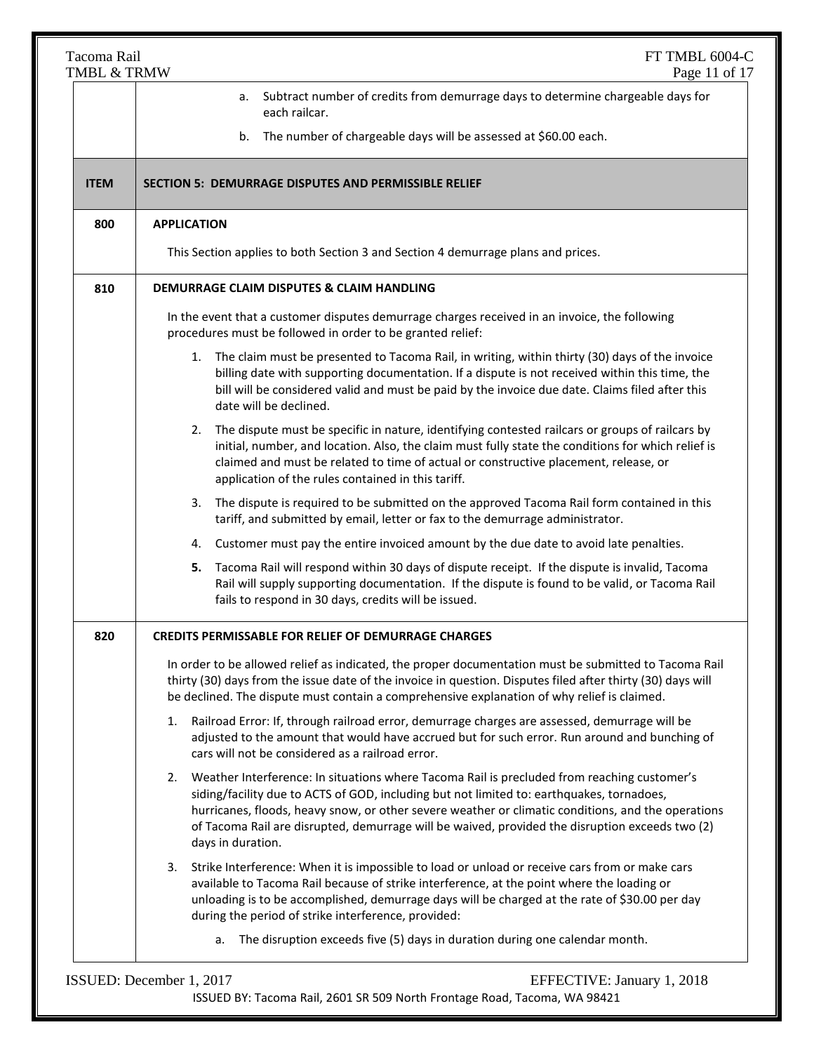a. Subtract number of credits from demurrage days to determine chargeable days for each railcar.

b. The number of chargeable days will be assessed at $60.00 each.

| ITEM | SECTION 5: DEMURRAGE DISPUTES AND PERMISSIBLE RELIEF |
|---|---|

**800 APPLICATION**

This Section applies to both Section 3 and Section 4 demurrage plans and prices.

**810 DEMURRAGE CLAIM DISPUTES & CLAIM HANDLING**

In the event that a customer disputes demurrage charges received in an invoice, the following procedures must be followed in order to be granted relief:

1. The claim must be presented to Tacoma Rail, in writing, within thirty (30) days of the invoice billing date with supporting documentation. If a dispute is not received within this time, the bill will be considered valid and must be paid by the invoice due date. Claims filed after this date will be declined.
2. The dispute must be specific in nature, identifying contested railcars or groups of railcars by initial, number, and location. Also, the claim must fully state the conditions for which relief is claimed and must be related to time of actual or constructive placement, release, or application of the rules contained in this tariff.
3. The dispute is required to be submitted on the approved Tacoma Rail form contained in this tariff, and submitted by email, letter or fax to the demurrage administrator.
4. Customer must pay the entire invoiced amount by the due date to avoid late penalties.
5. Tacoma Rail will respond within 30 days of dispute receipt. If the dispute is invalid, Tacoma Rail will supply supporting documentation. If the dispute is found to be valid, or Tacoma Rail fails to respond in 30 days, credits will be issued.

**820 CREDITS PERMISSABLE FOR RELIEF OF DEMURRAGE CHARGES**

In order to be allowed relief as indicated, the proper documentation must be submitted to Tacoma Rail thirty (30) days from the issue date of the invoice in question. Disputes filed after thirty (30) days will be declined. The dispute must contain a comprehensive explanation of why relief is claimed.

1. Railroad Error: If, through railroad error, demurrage charges are assessed, demurrage will be adjusted to the amount that would have accrued but for such error. Run around and bunching of cars will not be considered as a railroad error.
2. Weather Interference: In situations where Tacoma Rail is precluded from reaching customer's siding/facility due to ACTS of GOD, including but not limited to: earthquakes, tornadoes, hurricanes, floods, heavy snow, or other severe weather or climatic conditions, and the operations of Tacoma Rail are disrupted, demurrage will be waived, provided the disruption exceeds two (2) days in duration.
3. Strike Interference: When it is impossible to load or unload or receive cars from or make cars available to Tacoma Rail because of strike interference, at the point where the loading or unloading is to be accomplished, demurrage days will be charged at the rate of $30.00 per day during the period of strike interference, provided:
   a. The disruption exceeds five (5) days in duration during one calendar month.

ISSUED: December 1, 2017 EFFECTIVE: January 1, 2018

ISSUED BY: Tacoma Rail, 2601 SR 509 North Frontage Road, Tacoma, WA 98421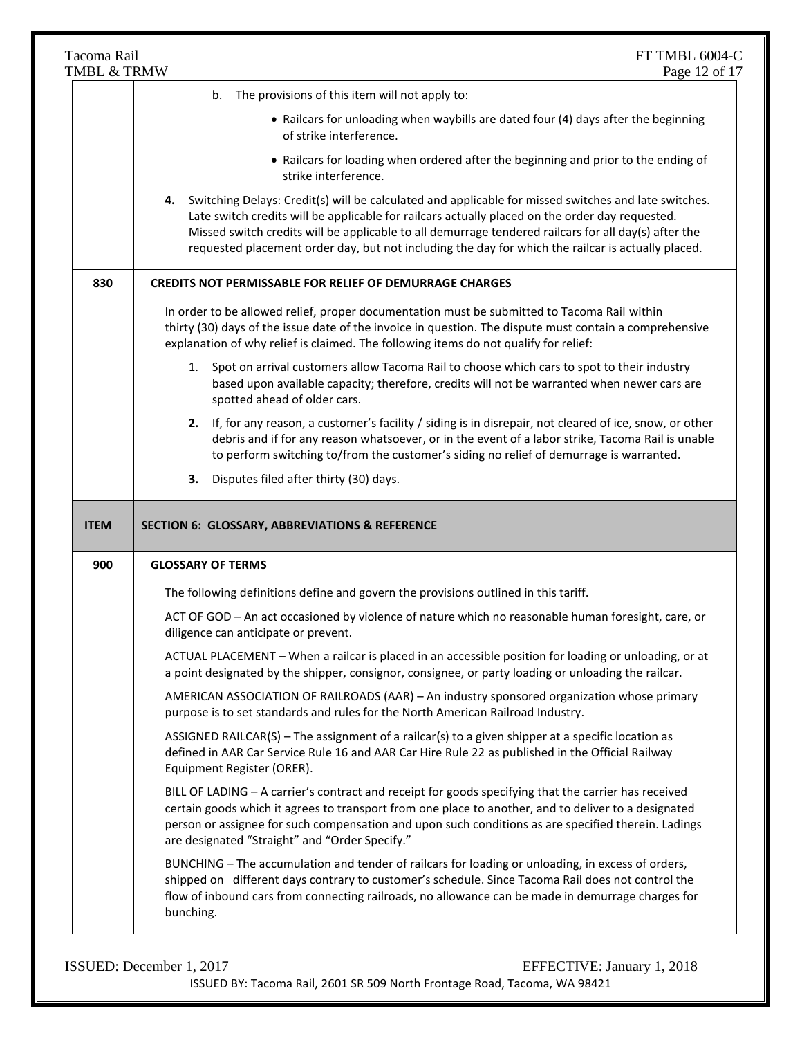b. The provisions of this item will not apply to:

- Railcars for unloading when waybills are dated four (4) days after the beginning of strike interference.
- Railcars for loading when ordered after the beginning and prior to the ending of strike interference.

**4.** Switching Delays: Credit(s) will be calculated and applicable for missed switches and late switches. Late switch credits will be applicable for railcars actually placed on the order day requested. Missed switch credits will be applicable to all demurrage tendered railcars for all day(s) after the requested placement order day, but not including the day for which the railcar is actually placed.

**830** **CREDITS NOT PERMISSABLE FOR RELIEF OF DEMURRAGE CHARGES**

In order to be allowed relief, proper documentation must be submitted to Tacoma Rail within thirty (30) days of the issue date of the invoice in question. The dispute must contain a comprehensive explanation of why relief is claimed. The following items do not qualify for relief:

1. Spot on arrival customers allow Tacoma Rail to choose which cars to spot to their industry based upon available capacity; therefore, credits will not be warranted when newer cars are spotted ahead of older cars.
2. If, for any reason, a customer's facility / siding is in disrepair, not cleared of ice, snow, or other debris and if for any reason whatsoever, or in the event of a labor strike, Tacoma Rail is unable to perform switching to/from the customer's siding no relief of demurrage is warranted.
3. Disputes filed after thirty (30) days.

## ITEM — SECTION 6: GLOSSARY, ABBREVIATIONS & REFERENCE

**900** **GLOSSARY OF TERMS**

The following definitions define and govern the provisions outlined in this tariff.

ACT OF GOD – An act occasioned by violence of nature which no reasonable human foresight, care, or diligence can anticipate or prevent.

ACTUAL PLACEMENT – When a railcar is placed in an accessible position for loading or unloading, or at a point designated by the shipper, consignor, consignee, or party loading or unloading the railcar.

AMERICAN ASSOCIATION OF RAILROADS (AAR) – An industry sponsored organization whose primary purpose is to set standards and rules for the North American Railroad Industry.

ASSIGNED RAILCAR(S) – The assignment of a railcar(s) to a given shipper at a specific location as defined in AAR Car Service Rule 16 and AAR Car Hire Rule 22 as published in the Official Railway Equipment Register (ORER).

BILL OF LADING – A carrier's contract and receipt for goods specifying that the carrier has received certain goods which it agrees to transport from one place to another, and to deliver to a designated person or assignee for such compensation and upon such conditions as are specified therein. Ladings are designated "Straight" and "Order Specify."

BUNCHING – The accumulation and tender of railcars for loading or unloading, in excess of orders, shipped on different days contrary to customer's schedule. Since Tacoma Rail does not control the flow of inbound cars from connecting railroads, no allowance can be made in demurrage charges for bunching.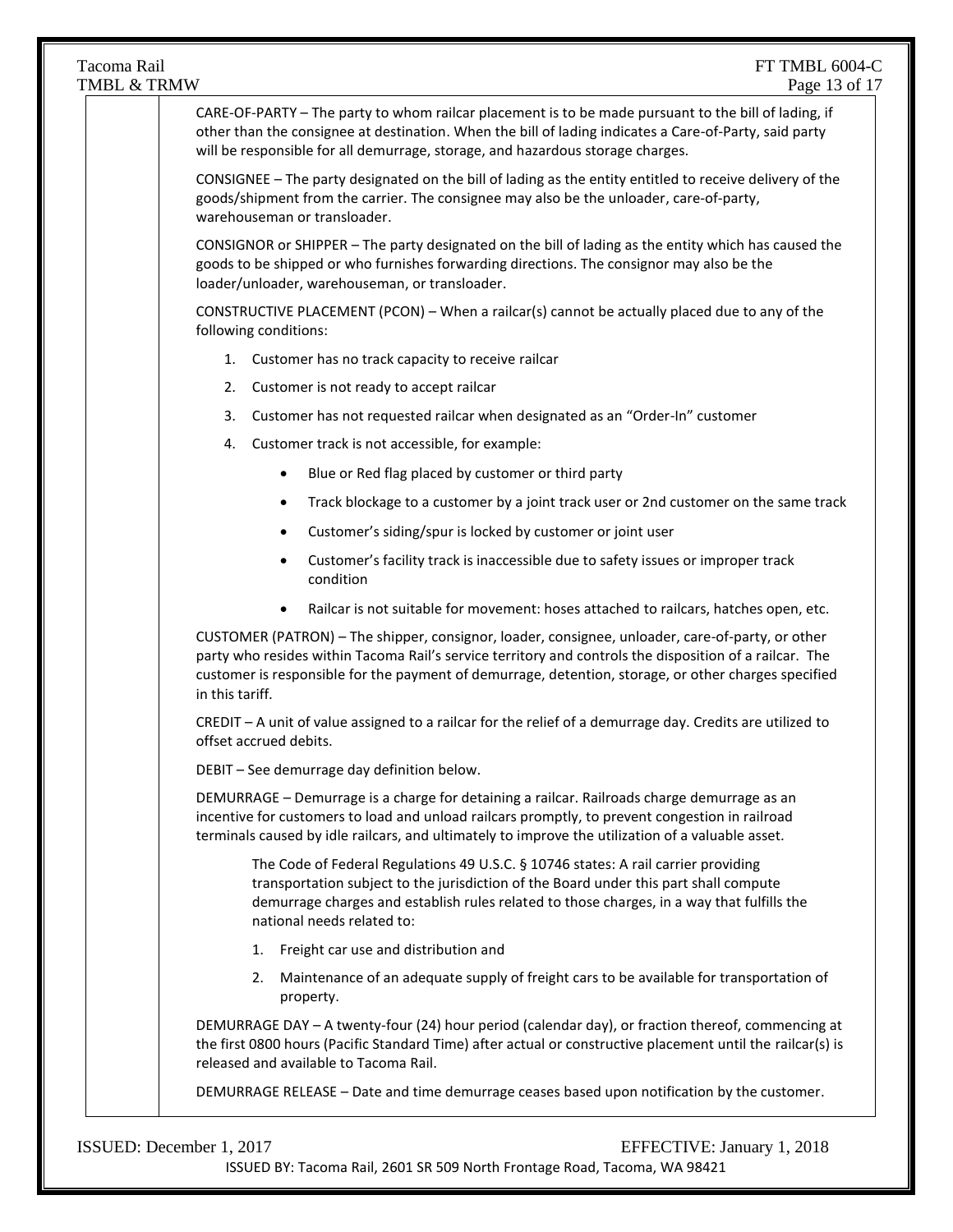CARE-OF-PARTY – The party to whom railcar placement is to be made pursuant to the bill of lading, if other than the consignee at destination. When the bill of lading indicates a Care-of-Party, said party will be responsible for all demurrage, storage, and hazardous storage charges.

CONSIGNEE – The party designated on the bill of lading as the entity entitled to receive delivery of the goods/shipment from the carrier. The consignee may also be the unloader, care-of-party, warehouseman or transloader.

CONSIGNOR or SHIPPER – The party designated on the bill of lading as the entity which has caused the goods to be shipped or who furnishes forwarding directions. The consignor may also be the loader/unloader, warehouseman, or transloader.

CONSTRUCTIVE PLACEMENT (PCON) – When a railcar(s) cannot be actually placed due to any of the following conditions:

1. Customer has no track capacity to receive railcar
2. Customer is not ready to accept railcar
3. Customer has not requested railcar when designated as an "Order-In" customer
4. Customer track is not accessible, for example:
   - Blue or Red flag placed by customer or third party
   - Track blockage to a customer by a joint track user or 2nd customer on the same track
   - Customer's siding/spur is locked by customer or joint user
   - Customer's facility track is inaccessible due to safety issues or improper track condition
   - Railcar is not suitable for movement: hoses attached to railcars, hatches open, etc.

CUSTOMER (PATRON) – The shipper, consignor, loader, consignee, unloader, care-of-party, or other party who resides within Tacoma Rail's service territory and controls the disposition of a railcar. The customer is responsible for the payment of demurrage, detention, storage, or other charges specified in this tariff.

CREDIT – A unit of value assigned to a railcar for the relief of a demurrage day. Credits are utilized to offset accrued debits.

DEBIT – See demurrage day definition below.

DEMURRAGE – Demurrage is a charge for detaining a railcar. Railroads charge demurrage as an incentive for customers to load and unload railcars promptly, to prevent congestion in railroad terminals caused by idle railcars, and ultimately to improve the utilization of a valuable asset.

> The Code of Federal Regulations 49 U.S.C. § 10746 states: A rail carrier providing transportation subject to the jurisdiction of the Board under this part shall compute demurrage charges and establish rules related to those charges, in a way that fulfills the national needs related to:
>
> 1. Freight car use and distribution and
> 2. Maintenance of an adequate supply of freight cars to be available for transportation of property.

DEMURRAGE DAY – A twenty-four (24) hour period (calendar day), or fraction thereof, commencing at the first 0800 hours (Pacific Standard Time) after actual or constructive placement until the railcar(s) is released and available to Tacoma Rail.

DEMURRAGE RELEASE – Date and time demurrage ceases based upon notification by the customer.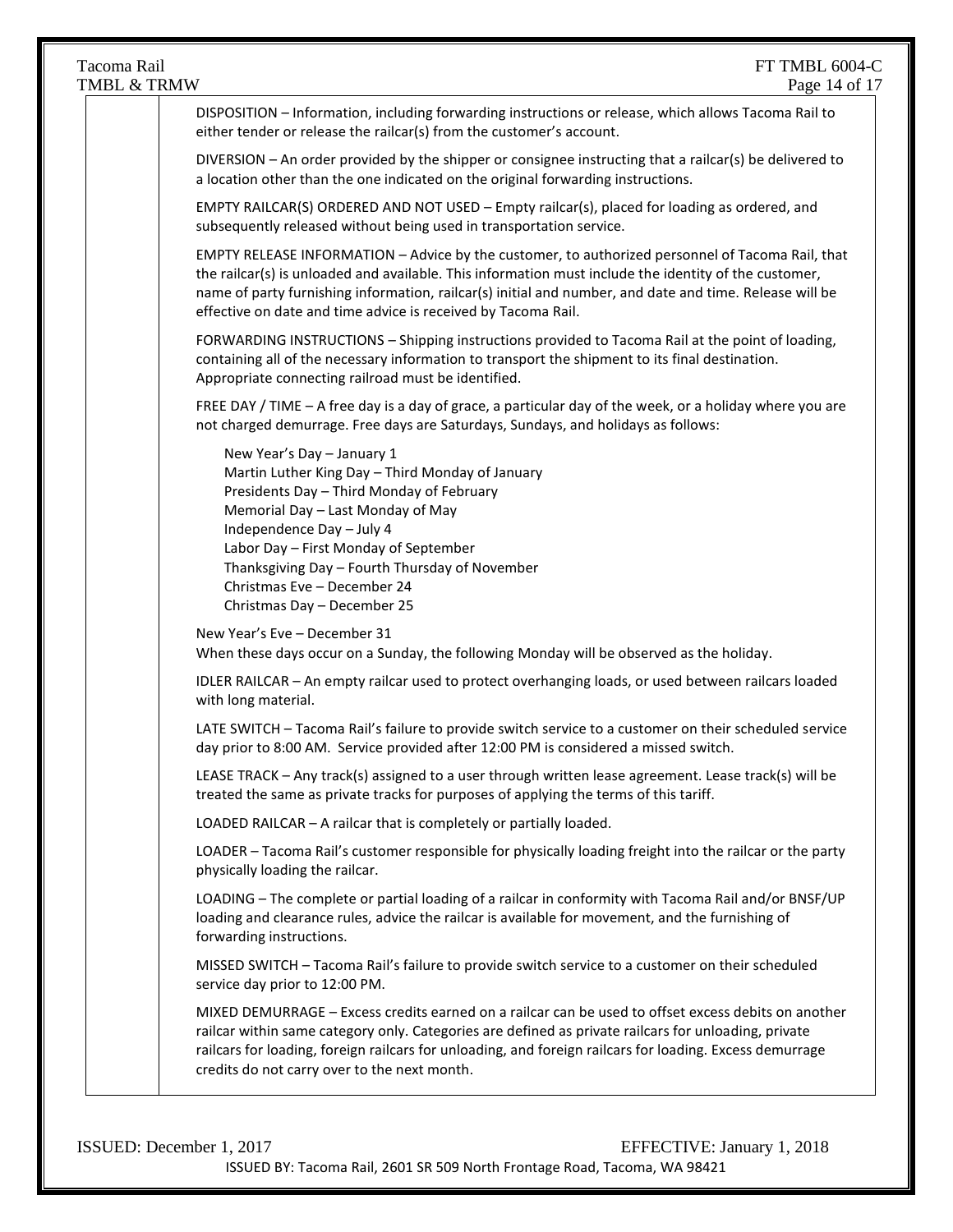DISPOSITION – Information, including forwarding instructions or release, which allows Tacoma Rail to either tender or release the railcar(s) from the customer's account.

DIVERSION – An order provided by the shipper or consignee instructing that a railcar(s) be delivered to a location other than the one indicated on the original forwarding instructions.

EMPTY RAILCAR(S) ORDERED AND NOT USED – Empty railcar(s), placed for loading as ordered, and subsequently released without being used in transportation service.

EMPTY RELEASE INFORMATION – Advice by the customer, to authorized personnel of Tacoma Rail, that the railcar(s) is unloaded and available. This information must include the identity of the customer, name of party furnishing information, railcar(s) initial and number, and date and time. Release will be effective on date and time advice is received by Tacoma Rail.

FORWARDING INSTRUCTIONS – Shipping instructions provided to Tacoma Rail at the point of loading, containing all of the necessary information to transport the shipment to its final destination. Appropriate connecting railroad must be identified.

FREE DAY / TIME – A free day is a day of grace, a particular day of the week, or a holiday where you are not charged demurrage. Free days are Saturdays, Sundays, and holidays as follows:

New Year's Day – January 1
Martin Luther King Day – Third Monday of January
Presidents Day – Third Monday of February
Memorial Day – Last Monday of May
Independence Day – July 4
Labor Day – First Monday of September
Thanksgiving Day – Fourth Thursday of November
Christmas Eve – December 24
Christmas Day – December 25

New Year's Eve – December 31
When these days occur on a Sunday, the following Monday will be observed as the holiday.

IDLER RAILCAR – An empty railcar used to protect overhanging loads, or used between railcars loaded with long material.

LATE SWITCH – Tacoma Rail's failure to provide switch service to a customer on their scheduled service day prior to 8:00 AM. Service provided after 12:00 PM is considered a missed switch.

LEASE TRACK – Any track(s) assigned to a user through written lease agreement. Lease track(s) will be treated the same as private tracks for purposes of applying the terms of this tariff.

LOADED RAILCAR – A railcar that is completely or partially loaded.

LOADER – Tacoma Rail's customer responsible for physically loading freight into the railcar or the party physically loading the railcar.

LOADING – The complete or partial loading of a railcar in conformity with Tacoma Rail and/or BNSF/UP loading and clearance rules, advice the railcar is available for movement, and the furnishing of forwarding instructions.

MISSED SWITCH – Tacoma Rail's failure to provide switch service to a customer on their scheduled service day prior to 12:00 PM.

MIXED DEMURRAGE – Excess credits earned on a railcar can be used to offset excess debits on another railcar within same category only. Categories are defined as private railcars for unloading, private railcars for loading, foreign railcars for unloading, and foreign railcars for loading. Excess demurrage credits do not carry over to the next month.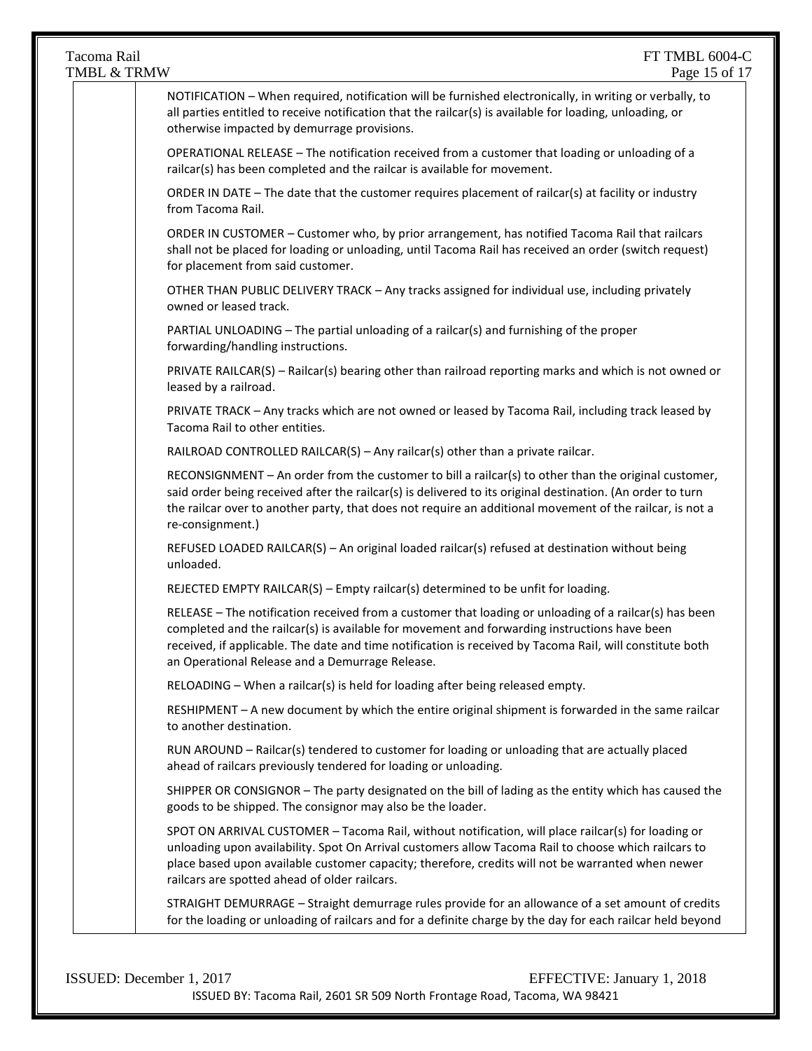NOTIFICATION – When required, notification will be furnished electronically, in writing or verbally, to all parties entitled to receive notification that the railcar(s) is available for loading, unloading, or otherwise impacted by demurrage provisions.

OPERATIONAL RELEASE – The notification received from a customer that loading or unloading of a railcar(s) has been completed and the railcar is available for movement.

ORDER IN DATE – The date that the customer requires placement of railcar(s) at facility or industry from Tacoma Rail.

ORDER IN CUSTOMER – Customer who, by prior arrangement, has notified Tacoma Rail that railcars shall not be placed for loading or unloading, until Tacoma Rail has received an order (switch request) for placement from said customer.

OTHER THAN PUBLIC DELIVERY TRACK – Any tracks assigned for individual use, including privately owned or leased track.

PARTIAL UNLOADING – The partial unloading of a railcar(s) and furnishing of the proper forwarding/handling instructions.

PRIVATE RAILCAR(S) – Railcar(s) bearing other than railroad reporting marks and which is not owned or leased by a railroad.

PRIVATE TRACK – Any tracks which are not owned or leased by Tacoma Rail, including track leased by Tacoma Rail to other entities.

RAILROAD CONTROLLED RAILCAR(S) – Any railcar(s) other than a private railcar.

RECONSIGNMENT – An order from the customer to bill a railcar(s) to other than the original customer, said order being received after the railcar(s) is delivered to its original destination. (An order to turn the railcar over to another party, that does not require an additional movement of the railcar, is not a re-consignment.)

REFUSED LOADED RAILCAR(S) – An original loaded railcar(s) refused at destination without being unloaded.

REJECTED EMPTY RAILCAR(S) – Empty railcar(s) determined to be unfit for loading.

RELEASE – The notification received from a customer that loading or unloading of a railcar(s) has been completed and the railcar(s) is available for movement and forwarding instructions have been received, if applicable. The date and time notification is received by Tacoma Rail, will constitute both an Operational Release and a Demurrage Release.

RELOADING – When a railcar(s) is held for loading after being released empty.

RESHIPMENT – A new document by which the entire original shipment is forwarded in the same railcar to another destination.

RUN AROUND – Railcar(s) tendered to customer for loading or unloading that are actually placed ahead of railcars previously tendered for loading or unloading.

SHIPPER OR CONSIGNOR – The party designated on the bill of lading as the entity which has caused the goods to be shipped. The consignor may also be the loader.

SPOT ON ARRIVAL CUSTOMER – Tacoma Rail, without notification, will place railcar(s) for loading or unloading upon availability. Spot On Arrival customers allow Tacoma Rail to choose which railcars to place based upon available customer capacity; therefore, credits will not be warranted when newer railcars are spotted ahead of older railcars.

STRAIGHT DEMURRAGE – Straight demurrage rules provide for an allowance of a set amount of credits for the loading or unloading of railcars and for a definite charge by the day for each railcar held beyond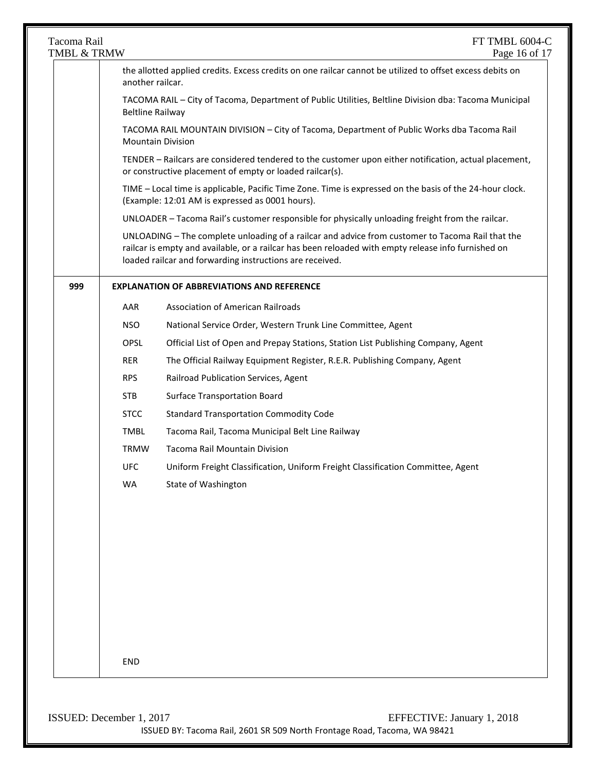the allotted applied credits. Excess credits on one railcar cannot be utilized to offset excess debits on another railcar.

TACOMA RAIL – City of Tacoma, Department of Public Utilities, Beltline Division dba: Tacoma Municipal Beltline Railway

TACOMA RAIL MOUNTAIN DIVISION – City of Tacoma, Department of Public Works dba Tacoma Rail Mountain Division

TENDER – Railcars are considered tendered to the customer upon either notification, actual placement, or constructive placement of empty or loaded railcar(s).

TIME – Local time is applicable, Pacific Time Zone. Time is expressed on the basis of the 24-hour clock. (Example: 12:01 AM is expressed as 0001 hours).

UNLOADER – Tacoma Rail's customer responsible for physically unloading freight from the railcar.

UNLOADING – The complete unloading of a railcar and advice from customer to Tacoma Rail that the railcar is empty and available, or a railcar has been reloaded with empty release info furnished on loaded railcar and forwarding instructions are received.

## 999 EXPLANATION OF ABBREVIATIONS AND REFERENCE

| Abbreviation | Explanation |
|---|---|
| AAR | Association of American Railroads |
| NSO | National Service Order, Western Trunk Line Committee, Agent |
| OPSL | Official List of Open and Prepay Stations, Station List Publishing Company, Agent |
| RER | The Official Railway Equipment Register, R.E.R. Publishing Company, Agent |
| RPS | Railroad Publication Services, Agent |
| STB | Surface Transportation Board |
| STCC | Standard Transportation Commodity Code |
| TMBL | Tacoma Rail, Tacoma Municipal Belt Line Railway |
| TRMW | Tacoma Rail Mountain Division |
| UFC | Uniform Freight Classification, Uniform Freight Classification Committee, Agent |
| WA | State of Washington |

END

ISSUED: December 1, 2017 EFFECTIVE: January 1, 2018

ISSUED BY: Tacoma Rail, 2601 SR 509 North Frontage Road, Tacoma, WA 98421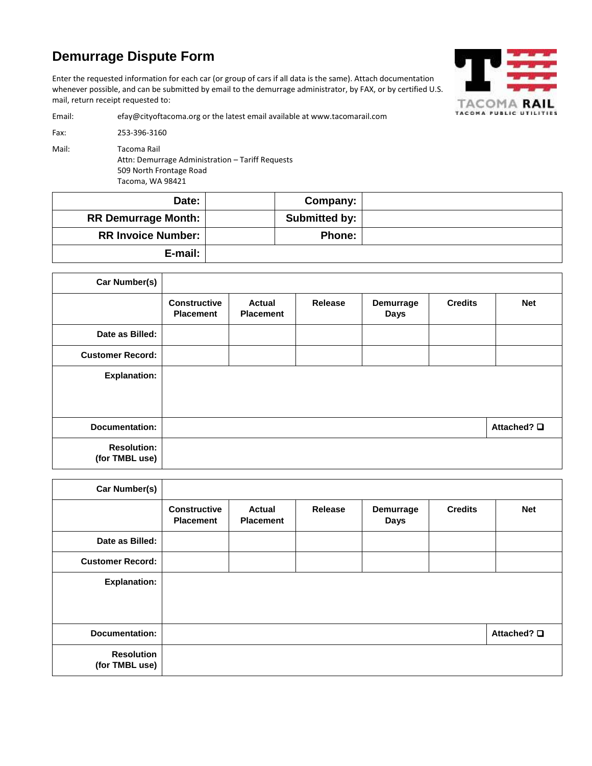# Demurrage Dispute Form

Enter the requested information for each car (or group of cars if all data is the same). Attach documentation whenever possible, and can be submitted by email to the demurrage administrator, by FAX, or by certified U.S. mail, return receipt requested to:

TACOMA RAIL
TACOMA PUBLIC UTILITIES

Email: efay@cityoftacoma.org or the latest email available at www.tacomarail.com

Fax: 253-396-3160

Mail: Tacoma Rail
Attn: Demurrage Administration – Tariff Requests
509 North Frontage Road
Tacoma, WA 98421

| | | | |
|---|---|---|---|
| **Date:** | | **Company:** | |
| **RR Demurrage Month:** | | **Submitted by:** | |
| **RR Invoice Number:** | | **Phone:** | |
| **E-mail:** | | | |

| | | | | | | |
|---|---|---|---|---|---|---|
| **Car Number(s)** | | | | | | |
| | **Constructive Placement** | **Actual Placement** | **Release** | **Demurrage Days** | **Credits** | **Net** |
| **Date as Billed:** | | | | | | |
| **Customer Record:** | | | | | | |
| **Explanation:** | | | | | | |
| **Documentation:** | | | | | | **Attached?** ❑ |
| **Resolution: (for TMBL use)** | | | | | | |

| | | | | | | |
|---|---|---|---|---|---|---|
| **Car Number(s)** | | | | | | |
| | **Constructive Placement** | **Actual Placement** | **Release** | **Demurrage Days** | **Credits** | **Net** |
| **Date as Billed:** | | | | | | |
| **Customer Record:** | | | | | | |
| **Explanation:** | | | | | | |
| **Documentation:** | | | | | | **Attached?** ❑ |
| **Resolution (for TMBL use)** | | | | | | |